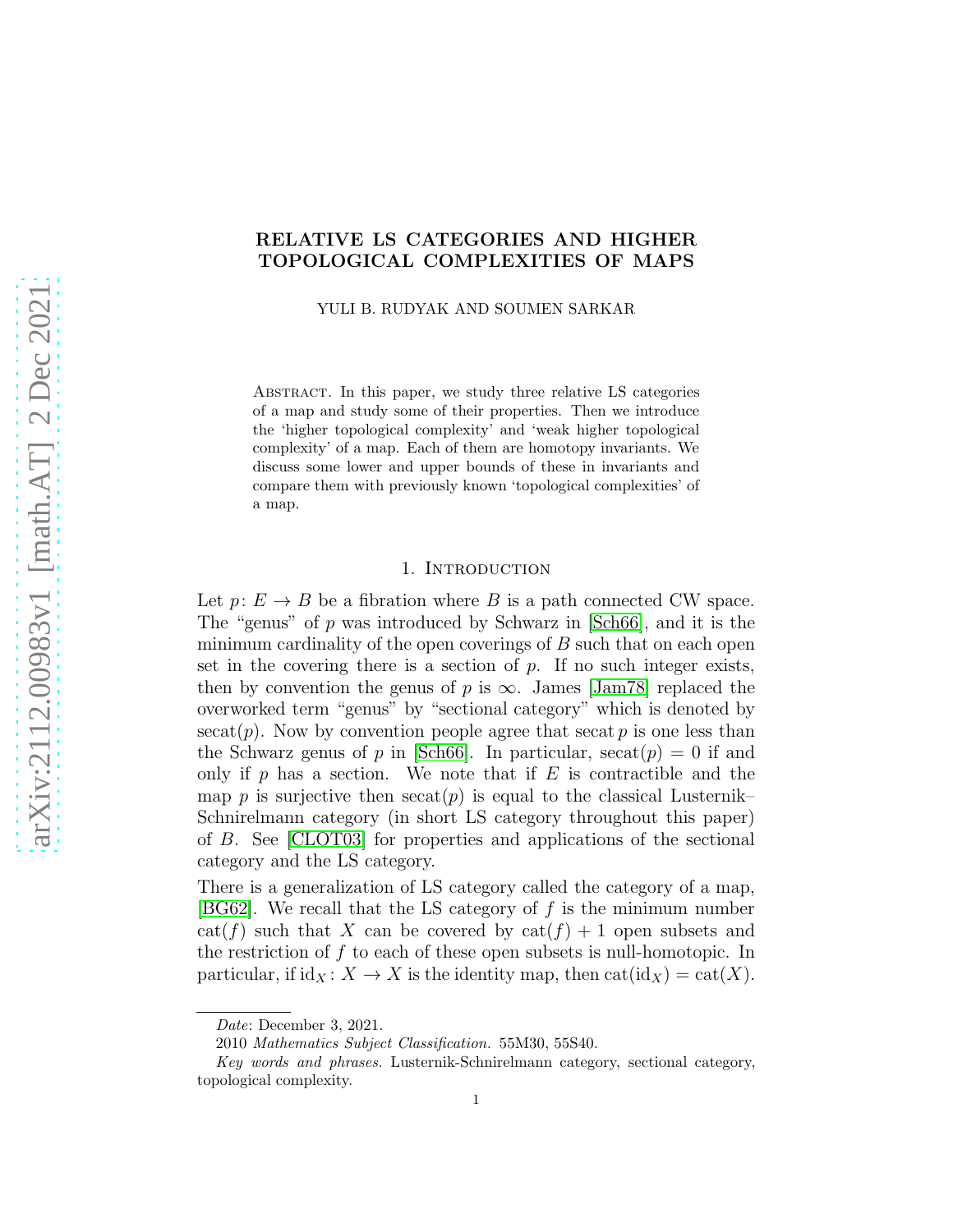# RELATIVE LS CATEGORIES AND HIGHER TOPOLOGICAL COMPLEXITIES OF MAPS

YULI B. RUDYAK AND SOUMEN SARKAR

Abstract. In this paper, we study three relative LS categories of a map and study some of their properties. Then we introduce the 'higher topological complexity' and 'weak higher topological complexity' of a map. Each of them are homotopy invariants. We discuss some lower and upper bounds of these in invariants and compare them with previously known 'topological complexities' of a map.

## 1. Introduction

Let $p\colon E \to B$ be a fibration where $B$ is a path connected CW space. The "genus" of $p$ was introduced by Schwarz in [Sch66], and it is the minimum cardinality of the open coverings of $B$ such that on each open set in the covering there is a section of $p$. If no such integer exists, then by convention the genus of $p$ is $\infty$. James [Jam78] replaced the overworked term "genus" by "sectional category" which is denoted by $\mathrm{secat}(p)$. Now by convention people agree that $\mathrm{secat}\, p$ is one less than the Schwarz genus of $p$ in [Sch66]. In particular, $\mathrm{secat}(p) = 0$ if and only if $p$ has a section. We note that if $E$ is contractible and the map $p$ is surjective then $\mathrm{secat}(p)$ is equal to the classical Lusternik–Schnirelmann category (in short LS category throughout this paper) of $B$. See [CLOT03] for properties and applications of the sectional category and the LS category.

There is a generalization of LS category called the category of a map, [BG62]. We recall that the LS category of $f$ is the minimum number $\mathrm{cat}(f)$ such that $X$ can be covered by $\mathrm{cat}(f) + 1$ open subsets and the restriction of $f$ to each of these open subsets is null-homotopic. In particular, if $\mathrm{id}_X\colon X \to X$ is the identity map, then $\mathrm{cat}(\mathrm{id}_X) = \mathrm{cat}(X)$.

---

*Date*: December 3, 2021.

2010 *Mathematics Subject Classification.* 55M30, 55S40.

*Key words and phrases.* Lusternik-Schnirelmann category, sectional category, topological complexity.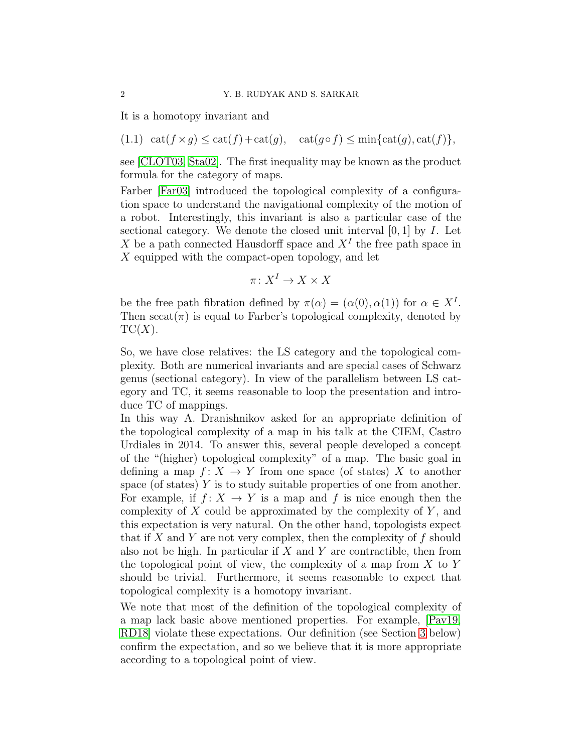It is a homotopy invariant and

$$\text{(1.1)} \quad \operatorname{cat}(f \times g) \leq \operatorname{cat}(f) + \operatorname{cat}(g), \quad \operatorname{cat}(g \circ f) \leq \min\{\operatorname{cat}(g), \operatorname{cat}(f)\},$$

see [CLOT03, Sta02]. The first inequality may be known as the product formula for the category of maps.

Farber [Far03] introduced the topological complexity of a configuration space to understand the navigational complexity of the motion of a robot. Interestingly, this invariant is also a particular case of the sectional category. We denote the closed unit interval $[0, 1]$ by $I$. Let $X$ be a path connected Hausdorff space and $X^I$ the free path space in $X$ equipped with the compact-open topology, and let

$$\pi \colon X^I \to X \times X$$

be the free path fibration defined by $\pi(\alpha) = (\alpha(0), \alpha(1))$ for $\alpha \in X^I$. Then $\operatorname{secat}(\pi)$ is equal to Farber's topological complexity, denoted by $\operatorname{TC}(X)$.

So, we have close relatives: the LS category and the topological complexity. Both are numerical invariants and are special cases of Schwarz genus (sectional category). In view of the parallelism between LS category and TC, it seems reasonable to loop the presentation and introduce TC of mappings.

In this way A. Dranishnikov asked for an appropriate definition of the topological complexity of a map in his talk at the CIEM, Castro Urdiales in 2014. To answer this, several people developed a concept of the "(higher) topological complexity" of a map. The basic goal in defining a map $f \colon X \to Y$ from one space (of states) $X$ to another space (of states) $Y$ is to study suitable properties of one from another. For example, if $f \colon X \to Y$ is a map and $f$ is nice enough then the complexity of $X$ could be approximated by the complexity of $Y$, and this expectation is very natural. On the other hand, topologists expect that if $X$ and $Y$ are not very complex, then the complexity of $f$ should also not be high. In particular if $X$ and $Y$ are contractible, then from the topological point of view, the complexity of a map from $X$ to $Y$ should be trivial. Furthermore, it seems reasonable to expect that topological complexity is a homotopy invariant.

We note that most of the definition of the topological complexity of a map lack basic above mentioned properties. For example, [Pav19, RD18] violate these expectations. Our definition (see Section 3 below) confirm the expectation, and so we believe that it is more appropriate according to a topological point of view.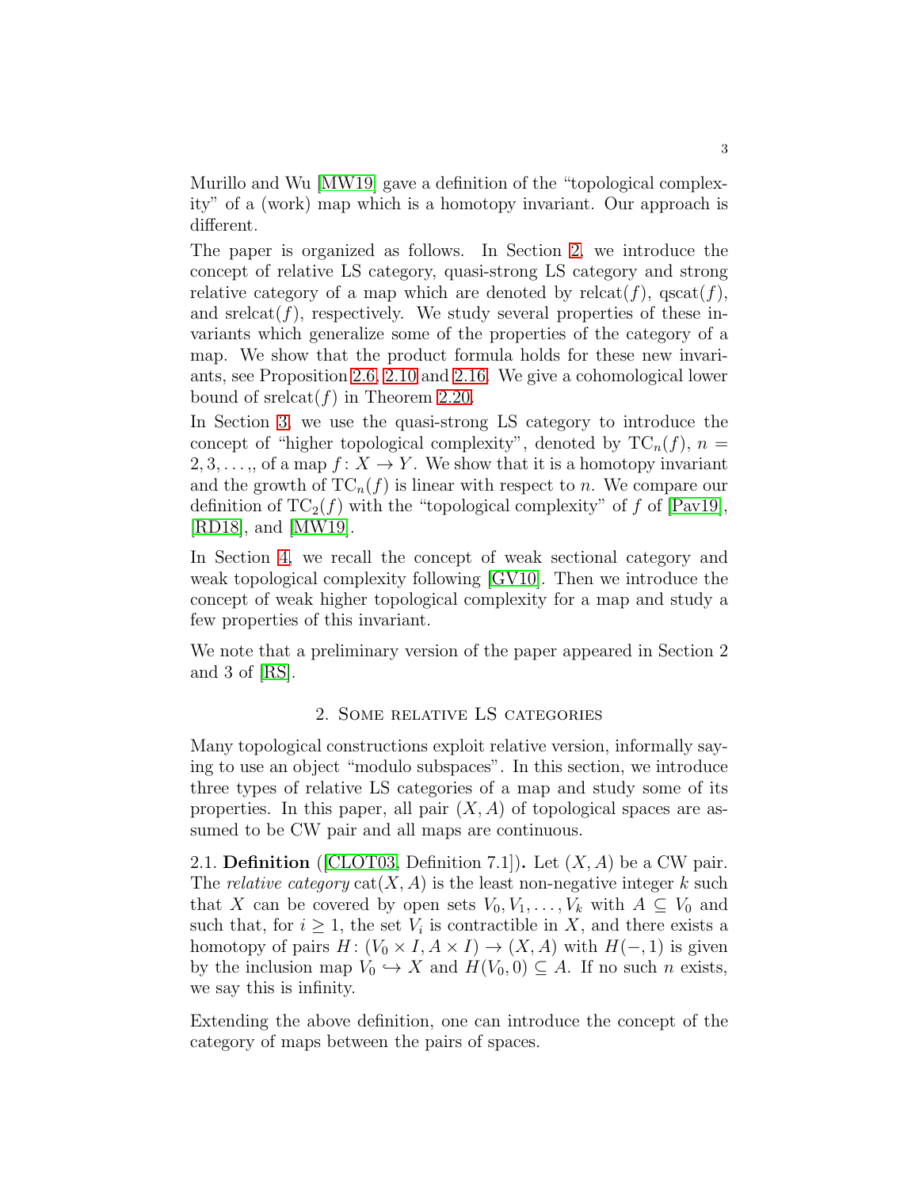Murillo and Wu [MW19] gave a definition of the "topological complexity" of a (work) map which is a homotopy invariant. Our approach is different.

The paper is organized as follows. In Section 2, we introduce the concept of relative LS category, quasi-strong LS category and strong relative category of a map which are denoted by $\mathrm{relcat}(f)$, $\mathrm{qscat}(f)$, and $\mathrm{srelcat}(f)$, respectively. We study several properties of these invariants which generalize some of the properties of the category of a map. We show that the product formula holds for these new invariants, see Proposition 2.6, 2.10 and 2.16. We give a cohomological lower bound of $\mathrm{srelcat}(f)$ in Theorem 2.20.

In Section 3, we use the quasi-strong LS category to introduce the concept of "higher topological complexity", denoted by $\mathrm{TC}_n(f)$, $n = 2, 3, \ldots,$, of a map $f\colon X \to Y$. We show that it is a homotopy invariant and the growth of $\mathrm{TC}_n(f)$ is linear with respect to $n$. We compare our definition of $\mathrm{TC}_2(f)$ with the "topological complexity" of $f$ of [Pav19], [RD18], and [MW19].

In Section 4, we recall the concept of weak sectional category and weak topological complexity following [GV10]. Then we introduce the concept of weak higher topological complexity for a map and study a few properties of this invariant.

We note that a preliminary version of the paper appeared in Section 2 and 3 of [RS].

## 2. Some relative LS categories

Many topological constructions exploit relative version, informally saying to use an object "modulo subspaces". In this section, we introduce three types of relative LS categories of a map and study some of its properties. In this paper, all pair $(X, A)$ of topological spaces are assumed to be CW pair and all maps are continuous.

2.1. **Definition** ([CLOT03, Definition 7.1])**.** Let $(X, A)$ be a CW pair. The *relative category* $\mathrm{cat}(X, A)$ is the least non-negative integer $k$ such that $X$ can be covered by open sets $V_0, V_1, \ldots, V_k$ with $A \subseteq V_0$ and such that, for $i \geq 1$, the set $V_i$ is contractible in $X$, and there exists a homotopy of pairs $H\colon (V_0 \times I, A \times I) \to (X, A)$ with $H(-, 1)$ is given by the inclusion map $V_0 \hookrightarrow X$ and $H(V_0, 0) \subseteq A$. If no such $n$ exists, we say this is infinity.

Extending the above definition, one can introduce the concept of the category of maps between the pairs of spaces.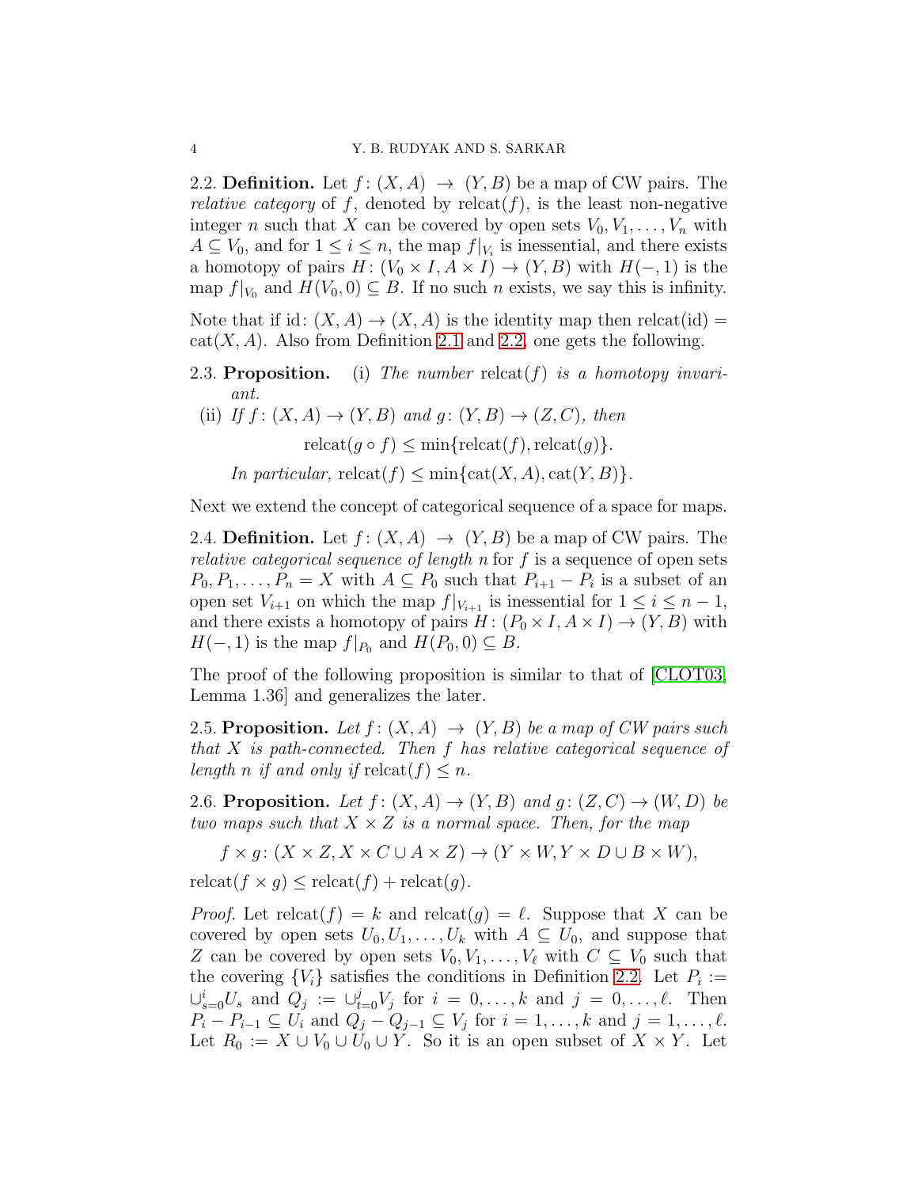2.2. **Definition.** Let $f\colon (X,A) \to (Y,B)$ be a map of CW pairs. The *relative category* of $f$, denoted by $\operatorname{relcat}(f)$, is the least non-negative integer $n$ such that $X$ can be covered by open sets $V_0, V_1, \dots, V_n$ with $A \subseteq V_0$, and for $1 \le i \le n$, the map $f|_{V_i}$ is inessential, and there exists a homotopy of pairs $H\colon (V_0 \times I, A \times I) \to (Y, B)$ with $H(-,1)$ is the map $f|_{V_0}$ and $H(V_0, 0) \subseteq B$. If no such $n$ exists, we say this is infinity.

Note that if $\mathrm{id}\colon (X,A) \to (X,A)$ is the identity map then $\operatorname{relcat}(\mathrm{id}) = \operatorname{cat}(X,A)$. Also from Definition 2.1 and 2.2, one gets the following.

2.3. **Proposition.** (i) *The number* $\operatorname{relcat}(f)$ *is a homotopy invariant.*

(ii) *If* $f\colon (X,A) \to (Y,B)$ *and* $g\colon (Y,B) \to (Z,C)$, *then*

$$\operatorname{relcat}(g \circ f) \le \min\{\operatorname{relcat}(f), \operatorname{relcat}(g)\}.$$

*In particular,* $\operatorname{relcat}(f) \le \min\{\operatorname{cat}(X,A), \operatorname{cat}(Y,B)\}$.

Next we extend the concept of categorical sequence of a space for maps.

2.4. **Definition.** Let $f\colon (X,A) \to (Y,B)$ be a map of CW pairs. The *relative categorical sequence of length* $n$ for $f$ is a sequence of open sets $P_0, P_1, \dots, P_n = X$ with $A \subseteq P_0$ such that $P_{i+1} - P_i$ is a subset of an open set $V_{i+1}$ on which the map $f|_{V_{i+1}}$ is inessential for $1 \le i \le n-1$, and there exists a homotopy of pairs $H\colon (P_0 \times I, A \times I) \to (Y,B)$ with $H(-,1)$ is the map $f|_{P_0}$ and $H(P_0, 0) \subseteq B$.

The proof of the following proposition is similar to that of [CLOT03, Lemma 1.36] and generalizes the later.

2.5. **Proposition.** *Let* $f\colon (X,A) \to (Y,B)$ *be a map of CW pairs such that* $X$ *is path-connected. Then* $f$ *has relative categorical sequence of length* $n$ *if and only if* $\operatorname{relcat}(f) \le n$.

2.6. **Proposition.** *Let* $f\colon (X,A) \to (Y,B)$ *and* $g\colon (Z,C) \to (W,D)$ *be two maps such that* $X \times Z$ *is a normal space. Then, for the map*

$$f \times g\colon (X \times Z, X \times C \cup A \times Z) \to (Y \times W, Y \times D \cup B \times W),$$

$\operatorname{relcat}(f \times g) \le \operatorname{relcat}(f) + \operatorname{relcat}(g)$.

*Proof.* Let $\operatorname{relcat}(f) = k$ and $\operatorname{relcat}(g) = \ell$. Suppose that $X$ can be covered by open sets $U_0, U_1, \dots, U_k$ with $A \subseteq U_0$, and suppose that $Z$ can be covered by open sets $V_0, V_1, \dots, V_\ell$ with $C \subseteq V_0$ such that the covering $\{V_i\}$ satisfies the conditions in Definition 2.2. Let $P_i := \cup_{s=0}^{i} U_s$ and $Q_j := \cup_{t=0}^{j} V_j$ for $i = 0, \dots, k$ and $j = 0, \dots, \ell$. Then $P_i - P_{i-1} \subseteq U_i$ and $Q_j - Q_{j-1} \subseteq V_j$ for $i = 1, \dots, k$ and $j = 1, \dots, \ell$. Let $R_0 := X \cup V_0 \cup U_0 \cup Y$. So it is an open subset of $X \times Y$. Let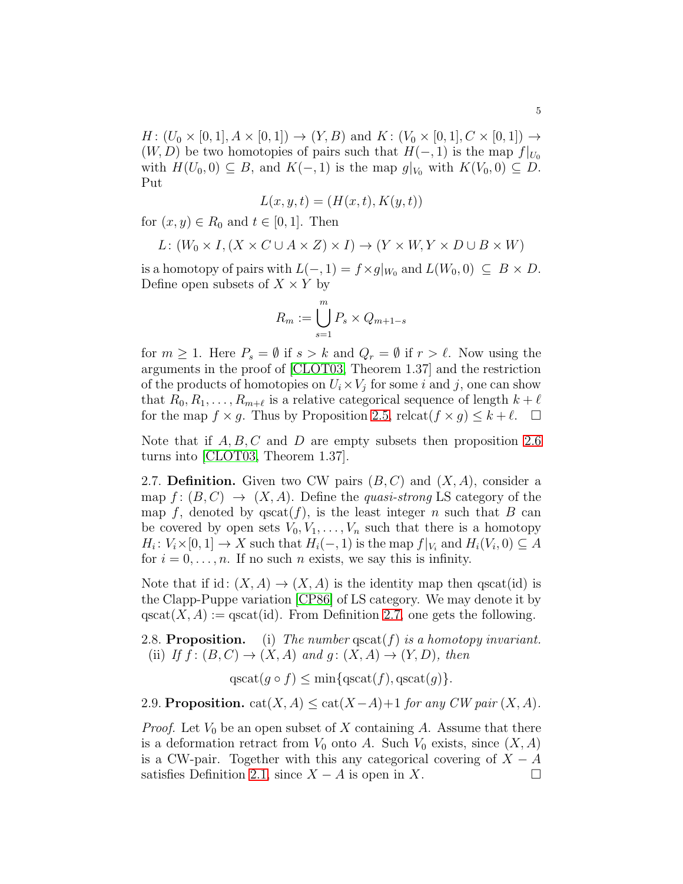$H\colon (U_0 \times [0,1], A \times [0,1]) \to (Y, B)$ and $K\colon (V_0 \times [0,1], C \times [0,1]) \to (W, D)$ be two homotopies of pairs such that $H(-,1)$ is the map $f|_{U_0}$ with $H(U_0, 0) \subseteq B$, and $K(-,1)$ is the map $g|_{V_0}$ with $K(V_0, 0) \subseteq D$. Put

$$L(x, y, t) = (H(x,t), K(y,t))$$

for $(x, y) \in R_0$ and $t \in [0,1]$. Then

$$L\colon (W_0 \times I, (X \times C \cup A \times Z) \times I) \to (Y \times W, Y \times D \cup B \times W)$$

is a homotopy of pairs with $L(-,1) = f \times g|_{W_0}$ and $L(W_0, 0) \subseteq B \times D$. Define open subsets of $X \times Y$ by

$$R_m := \bigcup_{s=1}^{m} P_s \times Q_{m+1-s}$$

for $m \geq 1$. Here $P_s = \emptyset$ if $s > k$ and $Q_r = \emptyset$ if $r > \ell$. Now using the arguments in the proof of [CLOT03, Theorem 1.37] and the restriction of the products of homotopies on $U_i \times V_j$ for some $i$ and $j$, one can show that $R_0, R_1, \ldots, R_{m+\ell}$ is a relative categorical sequence of length $k + \ell$ for the map $f \times g$. Thus by Proposition 2.5, $\operatorname{relcat}(f \times g) \leq k + \ell$. $\square$

Note that if $A, B, C$ and $D$ are empty subsets then proposition 2.6 turns into [CLOT03, Theorem 1.37].

2.7. **Definition.** Given two CW pairs $(B, C)$ and $(X, A)$, consider a map $f\colon (B, C) \to (X, A)$. Define the *quasi-strong* LS category of the map $f$, denoted by $\operatorname{qscat}(f)$, is the least integer $n$ such that $B$ can be covered by open sets $V_0, V_1, \ldots, V_n$ such that there is a homotopy $H_i\colon V_i \times [0,1] \to X$ such that $H_i(-,1)$ is the map $f|_{V_i}$ and $H_i(V_i, 0) \subseteq A$ for $i = 0, \ldots, n$. If no such $n$ exists, we say this is infinity.

Note that if $\mathrm{id}\colon (X, A) \to (X, A)$ is the identity map then $\operatorname{qscat}(\mathrm{id})$ is the Clapp-Puppe variation [CP86] of LS category. We may denote it by $\operatorname{qscat}(X, A) := \operatorname{qscat}(\mathrm{id})$. From Definition 2.7, one gets the following.

2.8. **Proposition.** (i) *The number* $\operatorname{qscat}(f)$ *is a homotopy invariant.*
(ii) *If* $f\colon (B, C) \to (X, A)$ *and* $g\colon (X, A) \to (Y, D)$, *then*

$$\operatorname{qscat}(g \circ f) \leq \min\{\operatorname{qscat}(f), \operatorname{qscat}(g)\}.$$

2.9. **Proposition.** $\operatorname{cat}(X, A) \leq \operatorname{cat}(X - A) + 1$ *for any CW pair* $(X, A)$.

*Proof.* Let $V_0$ be an open subset of $X$ containing $A$. Assume that there is a deformation retract from $V_0$ onto $A$. Such $V_0$ exists, since $(X, A)$ is a CW-pair. Together with this any categorical covering of $X - A$ satisfies Definition 2.1, since $X - A$ is open in $X$. $\square$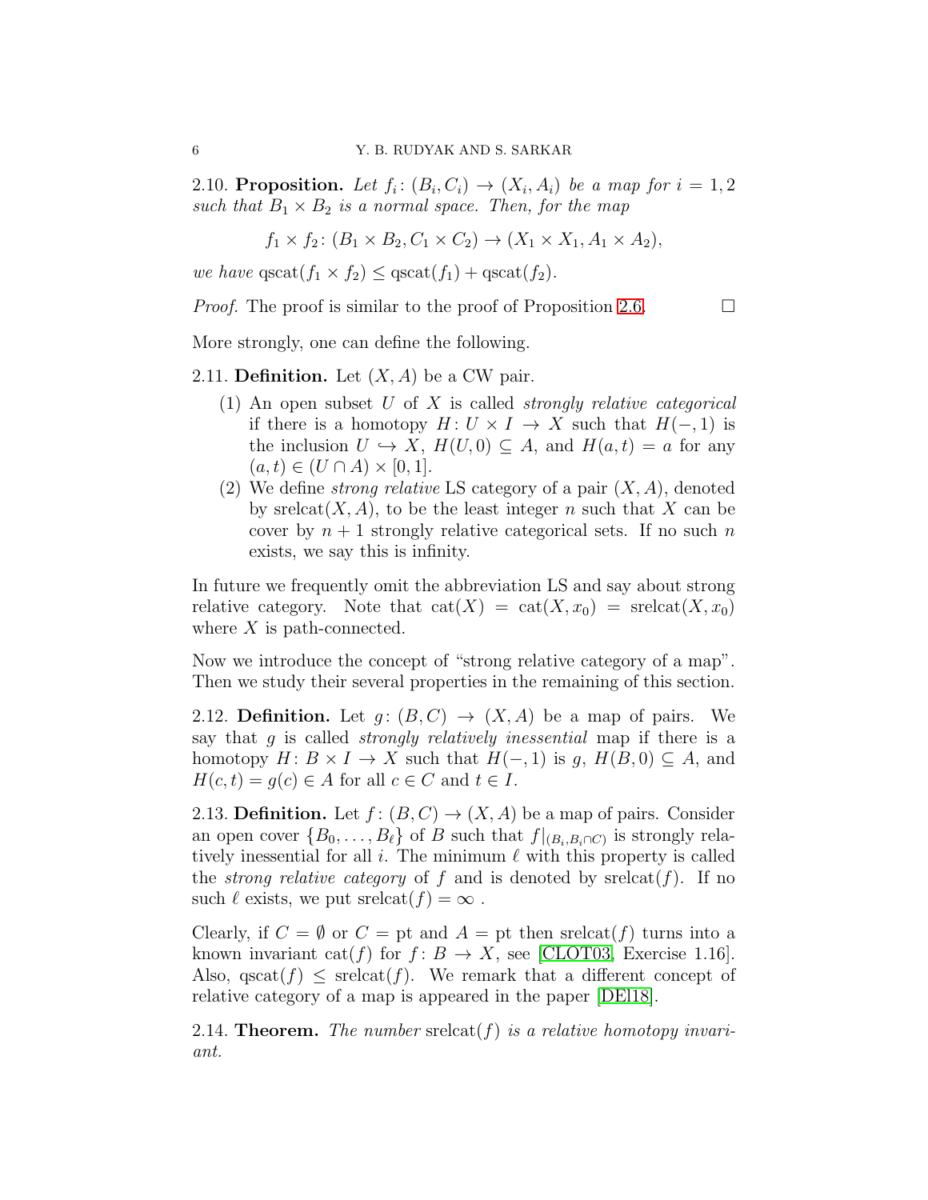**2.10. Proposition.** *Let $f_i\colon (B_i, C_i) \to (X_i, A_i)$ be a map for $i = 1, 2$ such that $B_1 \times B_2$ is a normal space. Then, for the map*

$$f_1 \times f_2 \colon (B_1 \times B_2, C_1 \times C_2) \to (X_1 \times X_1, A_1 \times A_2),$$

*we have* $\operatorname{qscat}(f_1 \times f_2) \leq \operatorname{qscat}(f_1) + \operatorname{qscat}(f_2)$.

*Proof.* The proof is similar to the proof of Proposition 2.6. □

More strongly, one can define the following.

**2.11. Definition.** Let $(X, A)$ be a CW pair.

1. An open subset $U$ of $X$ is called *strongly relative categorical* if there is a homotopy $H\colon U \times I \to X$ such that $H(-, 1)$ is the inclusion $U \hookrightarrow X$, $H(U, 0) \subseteq A$, and $H(a, t) = a$ for any $(a, t) \in (U \cap A) \times [0, 1]$.
2. We define *strong relative* LS category of a pair $(X, A)$, denoted by $\operatorname{srelcat}(X, A)$, to be the least integer $n$ such that $X$ can be cover by $n + 1$ strongly relative categorical sets. If no such $n$ exists, we say this is infinity.

In future we frequently omit the abbreviation LS and say about strong relative category. Note that $\operatorname{cat}(X) = \operatorname{cat}(X, x_0) = \operatorname{srelcat}(X, x_0)$ where $X$ is path-connected.

Now we introduce the concept of "strong relative category of a map". Then we study their several properties in the remaining of this section.

**2.12. Definition.** Let $g\colon (B, C) \to (X, A)$ be a map of pairs. We say that $g$ is called *strongly relatively inessential* map if there is a homotopy $H\colon B \times I \to X$ such that $H(-, 1)$ is $g$, $H(B, 0) \subseteq A$, and $H(c, t) = g(c) \in A$ for all $c \in C$ and $t \in I$.

**2.13. Definition.** Let $f\colon (B, C) \to (X, A)$ be a map of pairs. Consider an open cover $\{B_0, \ldots, B_\ell\}$ of $B$ such that $f|_{(B_i, B_i \cap C)}$ is strongly relatively inessential for all $i$. The minimum $\ell$ with this property is called the *strong relative category* of $f$ and is denoted by $\operatorname{srelcat}(f)$. If no such $\ell$ exists, we put $\operatorname{srelcat}(f) = \infty$ .

Clearly, if $C = \emptyset$ or $C = \mathrm{pt}$ and $A = \mathrm{pt}$ then $\operatorname{srelcat}(f)$ turns into a known invariant $\operatorname{cat}(f)$ for $f\colon B \to X$, see [CLOT03, Exercise 1.16]. Also, $\operatorname{qscat}(f) \leq \operatorname{srelcat}(f)$. We remark that a different concept of relative category of a map is appeared in the paper [DE18].

**2.14. Theorem.** *The number* $\operatorname{srelcat}(f)$ *is a relative homotopy invariant.*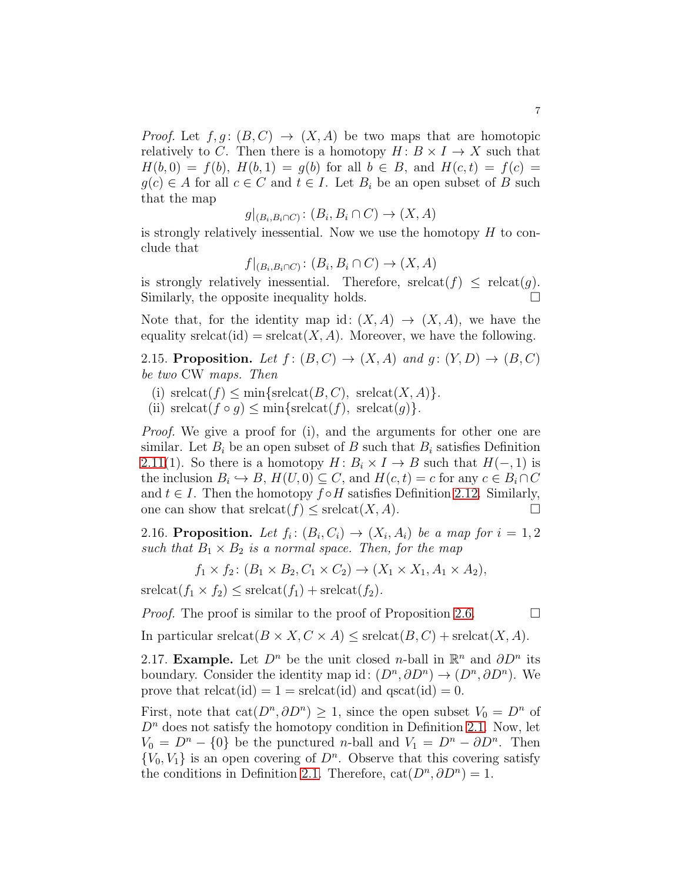*Proof.* Let $f, g\colon (B, C) \to (X, A)$ be two maps that are homotopic relatively to $C$. Then there is a homotopy $H\colon B \times I \to X$ such that $H(b, 0) = f(b)$, $H(b, 1) = g(b)$ for all $b \in B$, and $H(c, t) = f(c) = g(c) \in A$ for all $c \in C$ and $t \in I$. Let $B_i$ be an open subset of $B$ such that the map

$$g|_{(B_i, B_i \cap C)}\colon (B_i, B_i \cap C) \to (X, A)$$

is strongly relatively inessential. Now we use the homotopy $H$ to conclude that

$$f|_{(B_i, B_i \cap C)}\colon (B_i, B_i \cap C) \to (X, A)$$

is strongly relatively inessential. Therefore, $\mathrm{srelcat}(f) \leq \mathrm{relcat}(g)$. Similarly, the opposite inequality holds. $\square$

Note that, for the identity map $\mathrm{id}\colon (X, A) \to (X, A)$, we have the equality $\mathrm{srelcat}(\mathrm{id}) = \mathrm{srelcat}(X, A)$. Moreover, we have the following.

2.15. **Proposition.** *Let $f\colon (B, C) \to (X, A)$ and $g\colon (Y, D) \to (B, C)$ be two* CW *maps. Then*

(i) $\mathrm{srelcat}(f) \leq \min\{\mathrm{srelcat}(B, C),\ \mathrm{srelcat}(X, A)\}$.
(ii) $\mathrm{srelcat}(f \circ g) \leq \min\{\mathrm{srelcat}(f),\ \mathrm{srelcat}(g)\}$.

*Proof.* We give a proof for (i), and the arguments for other one are similar. Let $B_i$ be an open subset of $B$ such that $B_i$ satisfies Definition 2.11(1). So there is a homotopy $H\colon B_i \times I \to B$ such that $H(-, 1)$ is the inclusion $B_i \hookrightarrow B$, $H(U, 0) \subseteq C$, and $H(c, t) = c$ for any $c \in B_i \cap C$ and $t \in I$. Then the homotopy $f \circ H$ satisfies Definition 2.12. Similarly, one can show that $\mathrm{srelcat}(f) \leq \mathrm{srelcat}(X, A)$. $\square$

2.16. **Proposition.** *Let $f_i\colon (B_i, C_i) \to (X_i, A_i)$ be a map for $i = 1, 2$ such that $B_1 \times B_2$ is a normal space. Then, for the map*

$$f_1 \times f_2\colon (B_1 \times B_2, C_1 \times C_2) \to (X_1 \times X_1, A_1 \times A_2),$$

$\mathrm{srelcat}(f_1 \times f_2) \leq \mathrm{srelcat}(f_1) + \mathrm{srelcat}(f_2)$.

*Proof.* The proof is similar to the proof of Proposition 2.6. $\square$

In particular $\mathrm{srelcat}(B \times X, C \times A) \leq \mathrm{srelcat}(B, C) + \mathrm{srelcat}(X, A)$.

2.17. **Example.** Let $D^n$ be the unit closed $n$-ball in $\mathbb{R}^n$ and $\partial D^n$ its boundary. Consider the identity map $\mathrm{id}\colon (D^n, \partial D^n) \to (D^n, \partial D^n)$. We prove that $\mathrm{relcat}(\mathrm{id}) = 1 = \mathrm{srelcat}(\mathrm{id})$ and $\mathrm{qscat}(\mathrm{id}) = 0$.

First, note that $\mathrm{cat}(D^n, \partial D^n) \geq 1$, since the open subset $V_0 = D^n$ of $D^n$ does not satisfy the homotopy condition in Definition 2.1. Now, let $V_0 = D^n - \{0\}$ be the punctured $n$-ball and $V_1 = D^n - \partial D^n$. Then $\{V_0, V_1\}$ is an open covering of $D^n$. Observe that this covering satisfy the conditions in Definition 2.1. Therefore, $\mathrm{cat}(D^n, \partial D^n) = 1$.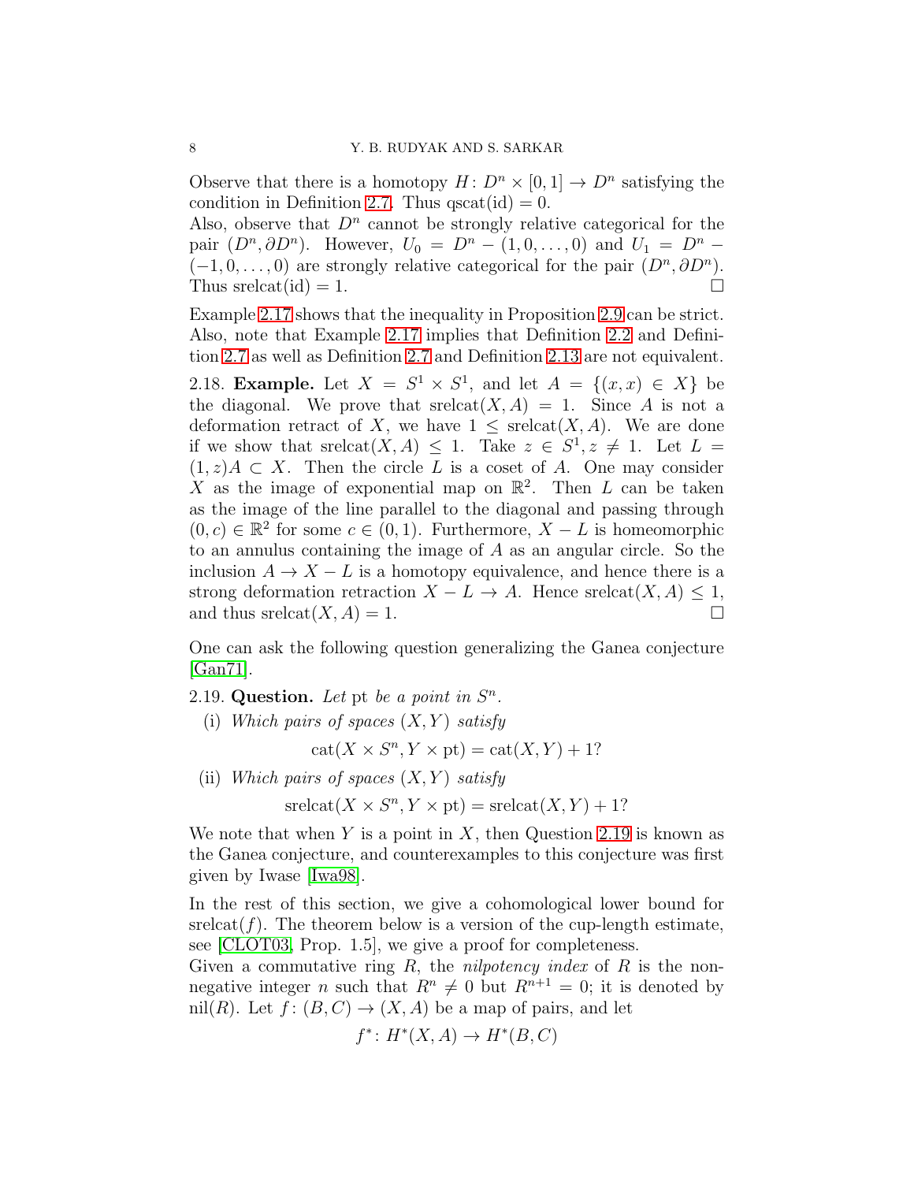Observe that there is a homotopy $H\colon D^n \times [0,1] \to D^n$ satisfying the condition in Definition 2.7. Thus $\mathrm{qscat}(\mathrm{id}) = 0$.
Also, observe that $D^n$ cannot be strongly relative categorical for the pair $(D^n, \partial D^n)$. However, $U_0 = D^n - (1, 0, \dots, 0)$ and $U_1 = D^n - (-1, 0, \dots, 0)$ are strongly relative categorical for the pair $(D^n, \partial D^n)$. Thus $\mathrm{srelcat}(\mathrm{id}) = 1$. □

Example 2.17 shows that the inequality in Proposition 2.9 can be strict. Also, note that Example 2.17 implies that Definition 2.2 and Definition 2.7 as well as Definition 2.7 and Definition 2.13 are not equivalent.

2.18. **Example.** Let $X = S^1 \times S^1$, and let $A = \{(x, x) \in X\}$ be the diagonal. We prove that $\mathrm{srelcat}(X, A) = 1$. Since $A$ is not a deformation retract of $X$, we have $1 \leq \mathrm{srelcat}(X, A)$. We are done if we show that $\mathrm{srelcat}(X, A) \leq 1$. Take $z \in S^1, z \neq 1$. Let $L = (1, z)A \subset X$. Then the circle $L$ is a coset of $A$. One may consider $X$ as the image of exponential map on $\mathbb{R}^2$. Then $L$ can be taken as the image of the line parallel to the diagonal and passing through $(0, c) \in \mathbb{R}^2$ for some $c \in (0, 1)$. Furthermore, $X - L$ is homeomorphic to an annulus containing the image of $A$ as an angular circle. So the inclusion $A \to X - L$ is a homotopy equivalence, and hence there is a strong deformation retraction $X - L \to A$. Hence $\mathrm{srelcat}(X, A) \leq 1$, and thus $\mathrm{srelcat}(X, A) = 1$. □

One can ask the following question generalizing the Ganea conjecture [Gan71].

2.19. **Question.** *Let* pt *be a point in* $S^n$.

(i) *Which pairs of spaces* $(X, Y)$ *satisfy*
$$\mathrm{cat}(X \times S^n, Y \times \mathrm{pt}) = \mathrm{cat}(X, Y) + 1?$$

(ii) *Which pairs of spaces* $(X, Y)$ *satisfy*
$$\mathrm{srelcat}(X \times S^n, Y \times \mathrm{pt}) = \mathrm{srelcat}(X, Y) + 1?$$

We note that when $Y$ is a point in $X$, then Question 2.19 is known as the Ganea conjecture, and counterexamples to this conjecture was first given by Iwase [Iwa98].

In the rest of this section, we give a cohomological lower bound for $\mathrm{srelcat}(f)$. The theorem below is a version of the cup-length estimate, see [CLOT03, Prop. 1.5], we give a proof for completeness.
Given a commutative ring $R$, the *nilpotency index* of $R$ is the non-negative integer $n$ such that $R^n \neq 0$ but $R^{n+1} = 0$; it is denoted by $\mathrm{nil}(R)$. Let $f\colon (B, C) \to (X, A)$ be a map of pairs, and let
$$f^*\colon H^*(X, A) \to H^*(B, C)$$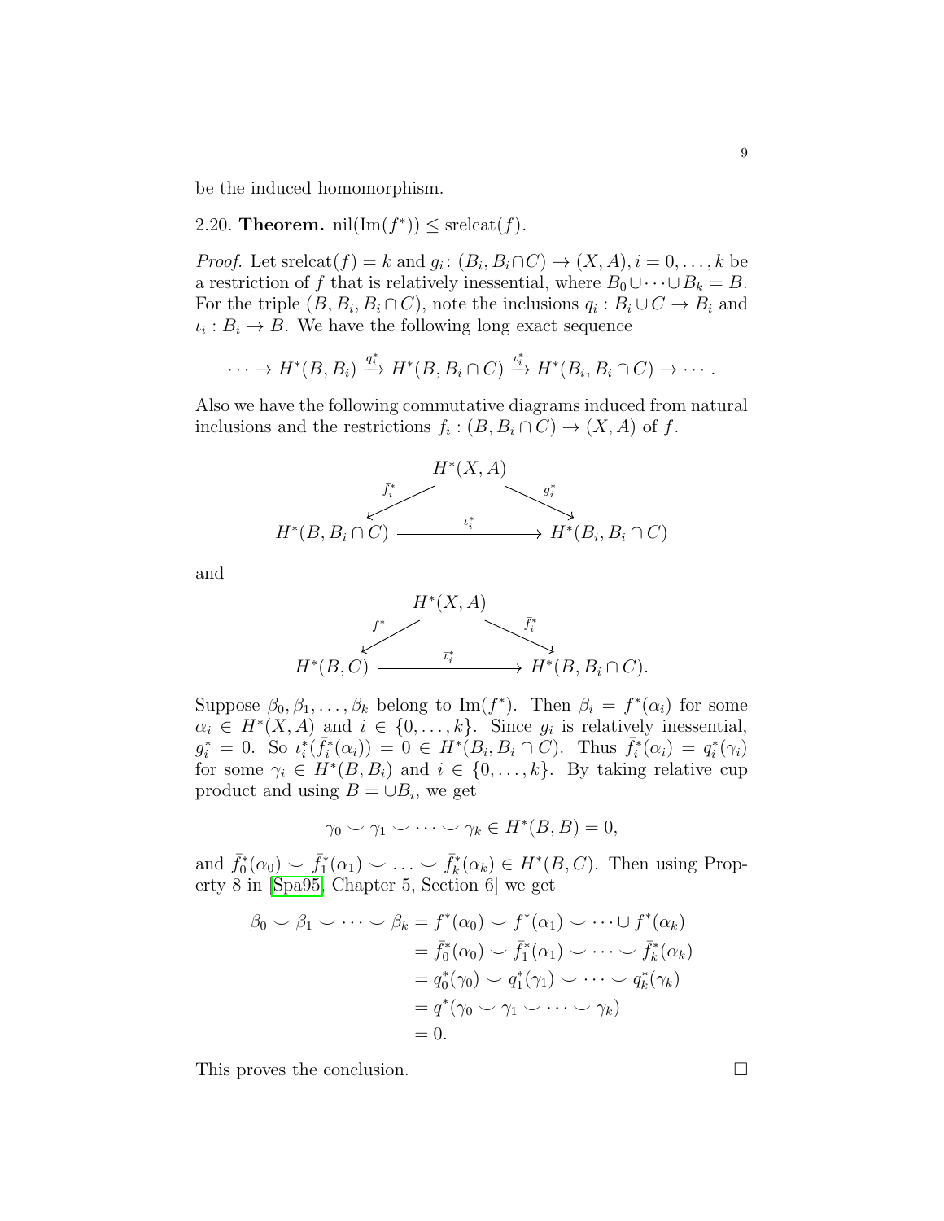be the induced homomorphism.

2.20. **Theorem.** $\operatorname{nil}(\operatorname{Im}(f^*)) \leq \operatorname{srelcat}(f)$.

*Proof.* Let $\operatorname{srelcat}(f) = k$ and $g_i \colon (B_i, B_i \cap C) \to (X, A), i = 0, \ldots, k$ be a restriction of $f$ that is relatively inessential, where $B_0 \cup \cdots \cup B_k = B$. For the triple $(B, B_i, B_i \cap C)$, note the inclusions $q_i : B_i \cup C \to B_i$ and $\iota_i : B_i \to B$. We have the following long exact sequence

$$\cdots \to H^*(B, B_i) \xrightarrow{q_i^*} H^*(B, B_i \cap C) \xrightarrow{\iota_i^*} H^*(B_i, B_i \cap C) \to \cdots .$$

Also we have the following commutative diagrams induced from natural inclusions and the restrictions $f_i : (B, B_i \cap C) \to (X, A)$ of $f$.

$$\begin{array}{ccc} & H^*(X,A) & \\ {\scriptstyle \bar{f}_i^*} \swarrow & & \searrow {\scriptstyle g_i^*} \\ H^*(B, B_i \cap C) & \xrightarrow{\quad \iota_i^* \quad} & H^*(B_i, B_i \cap C) \end{array}$$

and

$$\begin{array}{ccc} & H^*(X,A) & \\ {\scriptstyle f^*} \swarrow & & \searrow {\scriptstyle \bar{f}_i^*} \\ H^*(B, C) & \xrightarrow{\quad \bar{\iota}_i^* \quad} & H^*(B, B_i \cap C). \end{array}$$

Suppose $\beta_0, \beta_1, \ldots, \beta_k$ belong to $\operatorname{Im}(f^*)$. Then $\beta_i = f^*(\alpha_i)$ for some $\alpha_i \in H^*(X, A)$ and $i \in \{0, \ldots, k\}$. Since $g_i$ is relatively inessential, $g_i^* = 0$. So $\iota_i^*(\bar{f}_i^*(\alpha_i)) = 0 \in H^*(B_i, B_i \cap C)$. Thus $\bar{f}_i^*(\alpha_i) = q_i^*(\gamma_i)$ for some $\gamma_i \in H^*(B, B_i)$ and $i \in \{0, \ldots, k\}$. By taking relative cup product and using $B = \cup B_i$, we get

$$\gamma_0 \smile \gamma_1 \smile \cdots \smile \gamma_k \in H^*(B, B) = 0,$$

and $\bar{f}_0^*(\alpha_0) \smile \bar{f}_1^*(\alpha_1) \smile \ldots \smile \bar{f}_k^*(\alpha_k) \in H^*(B, C)$. Then using Property 8 in [Spa95, Chapter 5, Section 6] we get

$$\begin{aligned}
\beta_0 \smile \beta_1 \smile \cdots \smile \beta_k &= f^*(\alpha_0) \smile f^*(\alpha_1) \smile \cdots \cup f^*(\alpha_k) \\
&= \bar{f}_0^*(\alpha_0) \smile \bar{f}_1^*(\alpha_1) \smile \cdots \smile \bar{f}_k^*(\alpha_k) \\
&= q_0^*(\gamma_0) \smile q_1^*(\gamma_1) \smile \cdots \smile q_k^*(\gamma_k) \\
&= q^*(\gamma_0 \smile \gamma_1 \smile \cdots \smile \gamma_k) \\
&= 0.
\end{aligned}$$

This proves the conclusion. $\square$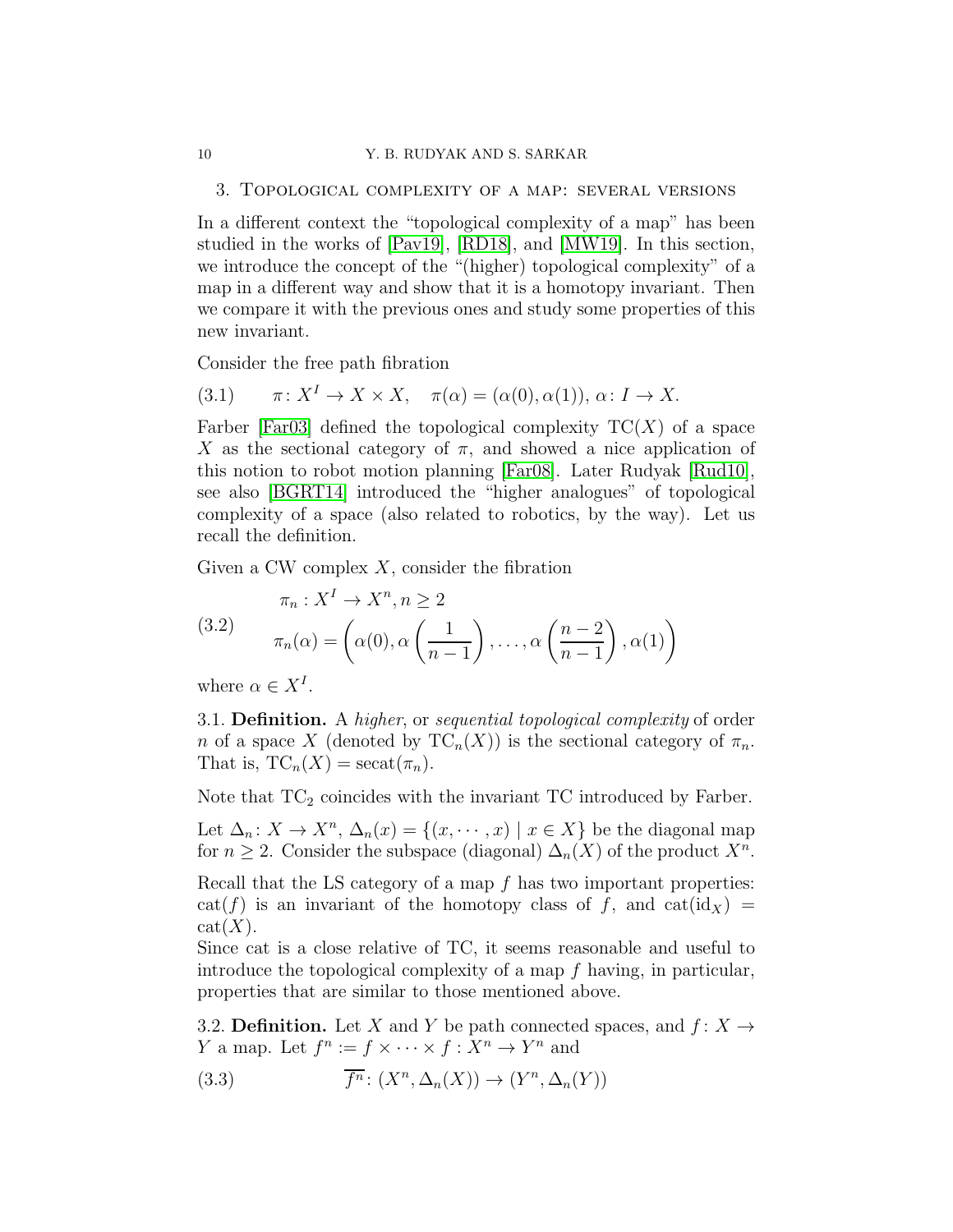## 3. Topological complexity of a map: several versions

In a different context the "topological complexity of a map" has been studied in the works of [Pav19], [RD18], and [MW19]. In this section, we introduce the concept of the "(higher) topological complexity" of a map in a different way and show that it is a homotopy invariant. Then we compare it with the previous ones and study some properties of this new invariant.

Consider the free path fibration

$$\pi\colon X^I \to X \times X, \quad \pi(\alpha) = (\alpha(0), \alpha(1)),\ \alpha\colon I \to X. \tag{3.1}$$

Farber [Far03] defined the topological complexity $\mathrm{TC}(X)$ of a space $X$ as the sectional category of $\pi$, and showed a nice application of this notion to robot motion planning [Far08]. Later Rudyak [Rud10], see also [BGRT14] introduced the "higher analogues" of topological complexity of a space (also related to robotics, by the way). Let us recall the definition.

Given a CW complex $X$, consider the fibration

$$\begin{gathered}\pi_n : X^I \to X^n, n \geq 2 \\ \pi_n(\alpha) = \left(\alpha(0), \alpha\left(\frac{1}{n-1}\right), \dots, \alpha\left(\frac{n-2}{n-1}\right), \alpha(1)\right)\end{gathered} \tag{3.2}$$

where $\alpha \in X^I$.

3.1. **Definition.** A *higher*, or *sequential topological complexity* of order $n$ of a space $X$ (denoted by $\mathrm{TC}_n(X)$) is the sectional category of $\pi_n$. That is, $\mathrm{TC}_n(X) = \mathrm{secat}(\pi_n)$.

Note that $\mathrm{TC}_2$ coincides with the invariant TC introduced by Farber.

Let $\Delta_n\colon X \to X^n$, $\Delta_n(x) = \{(x, \cdots, x) \mid x \in X\}$ be the diagonal map for $n \geq 2$. Consider the subspace (diagonal) $\Delta_n(X)$ of the product $X^n$.

Recall that the LS category of a map $f$ has two important properties: $\mathrm{cat}(f)$ is an invariant of the homotopy class of $f$, and $\mathrm{cat}(\mathrm{id}_X) = \mathrm{cat}(X)$.

Since cat is a close relative of TC, it seems reasonable and useful to introduce the topological complexity of a map $f$ having, in particular, properties that are similar to those mentioned above.

3.2. **Definition.** Let $X$ and $Y$ be path connected spaces, and $f\colon X \to Y$ a map. Let $f^n := f \times \cdots \times f : X^n \to Y^n$ and

$$\overline{f^n}\colon (X^n, \Delta_n(X)) \to (Y^n, \Delta_n(Y)) \tag{3.3}$$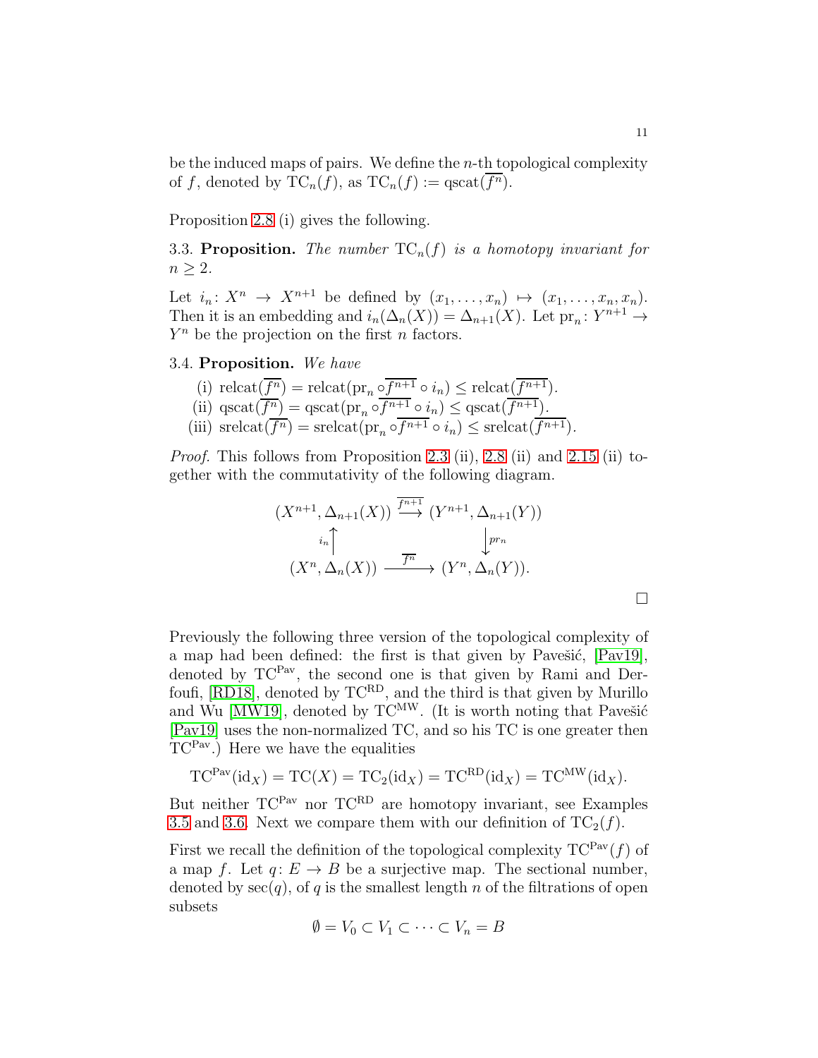be the induced maps of pairs. We define the $n$-th topological complexity of $f$, denoted by $\mathrm{TC}_n(f)$, as $\mathrm{TC}_n(f) := \mathrm{qscat}(\overline{f^n})$.

Proposition 2.8 (i) gives the following.

3.3. **Proposition.** *The number $\mathrm{TC}_n(f)$ is a homotopy invariant for $n \geq 2$.*

Let $i_n\colon X^n \to X^{n+1}$ be defined by $(x_1, \dots, x_n) \mapsto (x_1, \dots, x_n, x_n)$. Then it is an embedding and $i_n(\Delta_n(X)) = \Delta_{n+1}(X)$. Let $\mathrm{pr}_n\colon Y^{n+1} \to Y^n$ be the projection on the first $n$ factors.

3.4. **Proposition.** *We have*

(i) $\mathrm{relcat}(\overline{f^n}) = \mathrm{relcat}(\mathrm{pr}_n \circ \overline{f^{n+1}} \circ i_n) \leq \mathrm{relcat}(\overline{f^{n+1}})$.

(ii) $\mathrm{qscat}(\overline{f^n}) = \mathrm{qscat}(\mathrm{pr}_n \circ \overline{f^{n+1}} \circ i_n) \leq \mathrm{qscat}(\overline{f^{n+1}})$.

(iii) $\mathrm{srelcat}(\overline{f^n}) = \mathrm{srelcat}(\mathrm{pr}_n \circ \overline{f^{n+1}} \circ i_n) \leq \mathrm{srelcat}(\overline{f^{n+1}})$.

*Proof.* This follows from Proposition 2.3 (ii), 2.8 (ii) and 2.15 (ii) together with the commutativity of the following diagram.

$$\begin{array}{ccc}
(X^{n+1}, \Delta_{n+1}(X)) & \xrightarrow{\overline{f^{n+1}}} & (Y^{n+1}, \Delta_{n+1}(Y)) \\
{\scriptstyle i_n}\uparrow & & \downarrow{\scriptstyle pr_n} \\
(X^n, \Delta_n(X)) & \xrightarrow{\overline{f^n}} & (Y^n, \Delta_n(Y)).
\end{array}$$

□

Previously the following three version of the topological complexity of a map had been defined: the first is that given by Pavešić, [Pav19], denoted by $\mathrm{TC}^{\mathrm{Pav}}$, the second one is that given by Rami and Derfoufi, [RD18], denoted by $\mathrm{TC}^{\mathrm{RD}}$, and the third is that given by Murillo and Wu [MW19], denoted by $\mathrm{TC}^{\mathrm{MW}}$. (It is worth noting that Pavešić [Pav19] uses the non-normalized TC, and so his TC is one greater then $\mathrm{TC}^{\mathrm{Pav}}$.) Here we have the equalities

$$\mathrm{TC}^{\mathrm{Pav}}(\mathrm{id}_X) = \mathrm{TC}(X) = \mathrm{TC}_2(\mathrm{id}_X) = \mathrm{TC}^{\mathrm{RD}}(\mathrm{id}_X) = \mathrm{TC}^{\mathrm{MW}}(\mathrm{id}_X).$$

But neither $\mathrm{TC}^{\mathrm{Pav}}$ nor $\mathrm{TC}^{\mathrm{RD}}$ are homotopy invariant, see Examples 3.5 and 3.6. Next we compare them with our definition of $\mathrm{TC}_2(f)$.

First we recall the definition of the topological complexity $\mathrm{TC}^{\mathrm{Pav}}(f)$ of a map $f$. Let $q\colon E \to B$ be a surjective map. The sectional number, denoted by $\sec(q)$, of $q$ is the smallest length $n$ of the filtrations of open subsets

$$\emptyset = V_0 \subset V_1 \subset \cdots \subset V_n = B$$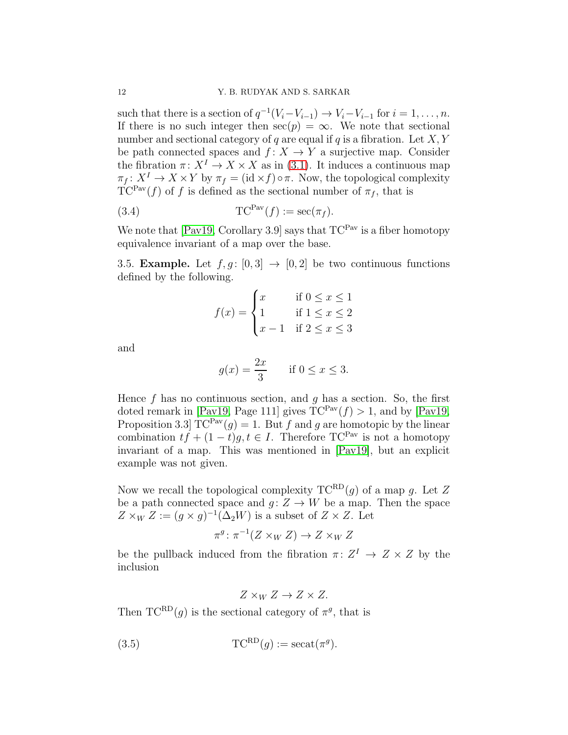such that there is a section of $q^{-1}(V_i - V_{i-1}) \to V_i - V_{i-1}$ for $i = 1, \dots, n$. If there is no such integer then $\sec(p) = \infty$. We note that sectional number and sectional category of $q$ are equal if $q$ is a fibration. Let $X, Y$ be path connected spaces and $f\colon X \to Y$ a surjective map. Consider the fibration $\pi\colon X^I \to X \times X$ as in (3.1). It induces a continuous map $\pi_f\colon X^I \to X \times Y$ by $\pi_f = (\mathrm{id} \times f) \circ \pi$. Now, the topological complexity $\mathrm{TC}^{\mathrm{Pav}}(f)$ of $f$ is defined as the sectional number of $\pi_f$, that is

$$\mathrm{TC}^{\mathrm{Pav}}(f) := \sec(\pi_f). \tag{3.4}$$

We note that [Pav19, Corollary 3.9] says that $\mathrm{TC}^{\mathrm{Pav}}$ is a fiber homotopy equivalence invariant of a map over the base.

3.5. **Example.** Let $f, g\colon [0,3] \to [0,2]$ be two continuous functions defined by the following.

$$f(x) = \begin{cases} x & \text{if } 0 \le x \le 1 \\ 1 & \text{if } 1 \le x \le 2 \\ x-1 & \text{if } 2 \le x \le 3 \end{cases}$$

and

$$g(x) = \frac{2x}{3} \qquad \text{if } 0 \le x \le 3.$$

Hence $f$ has no continuous section, and $g$ has a section. So, the first doted remark in [Pav19, Page 111] gives $\mathrm{TC}^{\mathrm{Pav}}(f) > 1$, and by [Pav19, Proposition 3.3] $\mathrm{TC}^{\mathrm{Pav}}(g) = 1$. But $f$ and $g$ are homotopic by the linear combination $tf + (1-t)g, t \in I$. Therefore $\mathrm{TC}^{\mathrm{Pav}}$ is not a homotopy invariant of a map. This was mentioned in [Pav19], but an explicit example was not given.

Now we recall the topological complexity $\mathrm{TC}^{\mathrm{RD}}(g)$ of a map $g$. Let $Z$ be a path connected space and $g\colon Z \to W$ be a map. Then the space $Z \times_W Z := (g \times g)^{-1}(\Delta_2 W)$ is a subset of $Z \times Z$. Let

$$\pi^g\colon \pi^{-1}(Z \times_W Z) \to Z \times_W Z$$

be the pullback induced from the fibration $\pi\colon Z^I \to Z \times Z$ by the inclusion

$$Z \times_W Z \to Z \times Z.$$

Then $\mathrm{TC}^{\mathrm{RD}}(g)$ is the sectional category of $\pi^g$, that is

$$\mathrm{TC}^{\mathrm{RD}}(g) := \mathrm{secat}(\pi^g). \tag{3.5}$$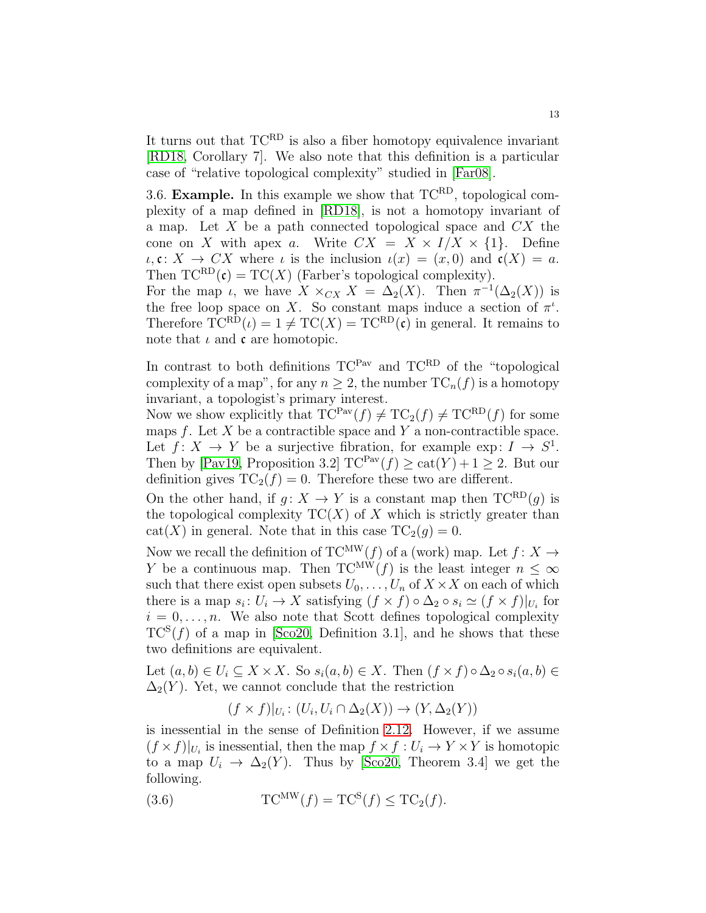It turns out that $\mathrm{TC}^{\mathrm{RD}}$ is also a fiber homotopy equivalence invariant [RD18, Corollary 7]. We also note that this definition is a particular case of "relative topological complexity" studied in [Far08].

3.6. **Example.** In this example we show that $\mathrm{TC}^{\mathrm{RD}}$, topological complexity of a map defined in [RD18], is not a homotopy invariant of a map. Let $X$ be a path connected topological space and $CX$ the cone on $X$ with apex $a$. Write $CX = X \times I / X \times \{1\}$. Define $\iota, \mathfrak{c}\colon X \to CX$ where $\iota$ is the inclusion $\iota(x) = (x, 0)$ and $\mathfrak{c}(X) = a$. Then $\mathrm{TC}^{\mathrm{RD}}(\mathfrak{c}) = \mathrm{TC}(X)$ (Farber's topological complexity).
For the map $\iota$, we have $X \times_{CX} X = \Delta_2(X)$. Then $\pi^{-1}(\Delta_2(X))$ is the free loop space on $X$. So constant maps induce a section of $\pi^{\iota}$. Therefore $\mathrm{TC}^{\mathrm{RD}}(\iota) = 1 \neq \mathrm{TC}(X) = \mathrm{TC}^{\mathrm{RD}}(\mathfrak{c})$ in general. It remains to note that $\iota$ and $\mathfrak{c}$ are homotopic.

In contrast to both definitions $\mathrm{TC}^{\mathrm{Pav}}$ and $\mathrm{TC}^{\mathrm{RD}}$ of the "topological complexity of a map", for any $n \geq 2$, the number $\mathrm{TC}_n(f)$ is a homotopy invariant, a topologist's primary interest.
Now we show explicitly that $\mathrm{TC}^{\mathrm{Pav}}(f) \neq \mathrm{TC}_2(f) \neq \mathrm{TC}^{\mathrm{RD}}(f)$ for some maps $f$. Let $X$ be a contractible space and $Y$ a non-contractible space. Let $f\colon X \to Y$ be a surjective fibration, for example $\exp\colon I \to S^1$. Then by [Pav19, Proposition 3.2] $\mathrm{TC}^{\mathrm{Pav}}(f) \geq \mathrm{cat}(Y) + 1 \geq 2$. But our definition gives $\mathrm{TC}_2(f) = 0$. Therefore these two are different.
On the other hand, if $g\colon X \to Y$ is a constant map then $\mathrm{TC}^{\mathrm{RD}}(g)$ is the topological complexity $\mathrm{TC}(X)$ of $X$ which is strictly greater than $\mathrm{cat}(X)$ in general. Note that in this case $\mathrm{TC}_2(g) = 0$.
Now we recall the definition of $\mathrm{TC}^{\mathrm{MW}}(f)$ of a (work) map. Let $f\colon X \to Y$ be a continuous map. Then $\mathrm{TC}^{\mathrm{MW}}(f)$ is the least integer $n \leq \infty$ such that there exist open subsets $U_0, \ldots, U_n$ of $X \times X$ on each of which there is a map $s_i\colon U_i \to X$ satisfying $(f \times f) \circ \Delta_2 \circ s_i \simeq (f \times f)|_{U_i}$ for $i = 0, \ldots, n$. We also note that Scott defines topological complexity $\mathrm{TC}^{\mathrm{S}}(f)$ of a map in [Sco20, Definition 3.1], and he shows that these two definitions are equivalent.
Let $(a, b) \in U_i \subseteq X \times X$. So $s_i(a, b) \in X$. Then $(f \times f) \circ \Delta_2 \circ s_i(a, b) \in \Delta_2(Y)$. Yet, we cannot conclude that the restriction

$$(f \times f)|_{U_i}\colon (U_i, U_i \cap \Delta_2(X)) \to (Y, \Delta_2(Y))$$

is inessential in the sense of Definition 2.12. However, if we assume $(f \times f)|_{U_i}$ is inessential, then the map $f \times f : U_i \to Y \times Y$ is homotopic to a map $U_i \to \Delta_2(Y)$. Thus by [Sco20, Theorem 3.4] we get the following.

$$\mathrm{TC}^{\mathrm{MW}}(f) = \mathrm{TC}^{\mathrm{S}}(f) \leq \mathrm{TC}_2(f). \tag{3.6}$$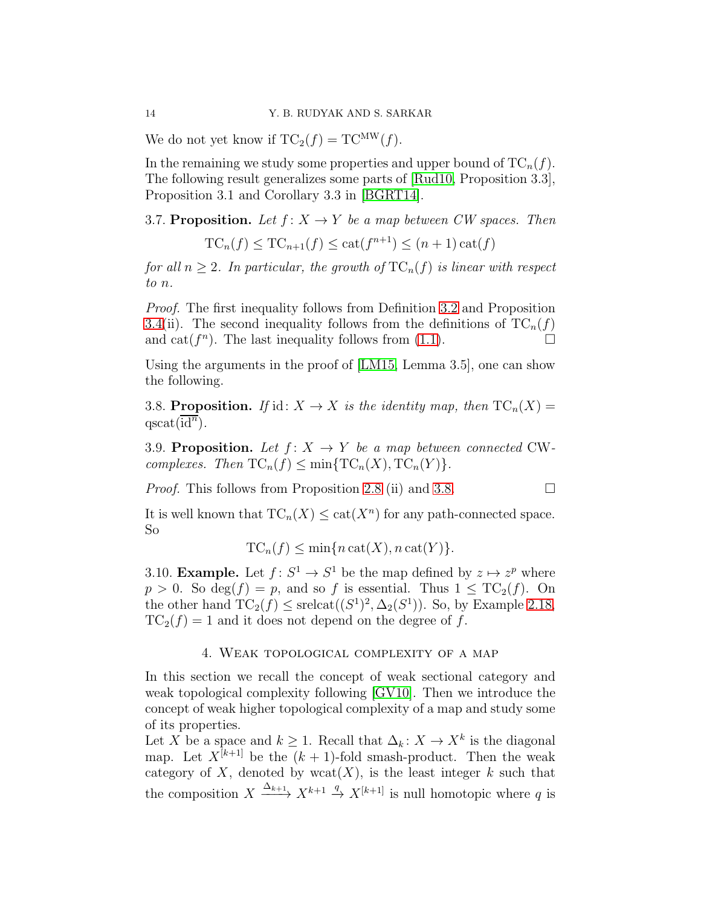We do not yet know if $\mathrm{TC}_2(f) = \mathrm{TC}^{\mathrm{MW}}(f)$.

In the remaining we study some properties and upper bound of $\mathrm{TC}_n(f)$. The following result generalizes some parts of [Rud10, Proposition 3.3], Proposition 3.1 and Corollary 3.3 in [BGRT14].

3.7. **Proposition.** *Let $f\colon X \to Y$ be a map between CW spaces. Then*

$$\mathrm{TC}_n(f) \le \mathrm{TC}_{n+1}(f) \le \mathrm{cat}(f^{n+1}) \le (n+1)\,\mathrm{cat}(f)$$

*for all $n \ge 2$. In particular, the growth of $\mathrm{TC}_n(f)$ is linear with respect to $n$.*

*Proof.* The first inequality follows from Definition 3.2 and Proposition 3.4(ii). The second inequality follows from the definitions of $\mathrm{TC}_n(f)$ and $\mathrm{cat}(f^n)$. The last inequality follows from (1.1). □

Using the arguments in the proof of [LM15, Lemma 3.5], one can show the following.

3.8. **Proposition.** *If $\mathrm{id}\colon X \to X$ is the identity map, then $\mathrm{TC}_n(X) = \mathrm{qscat}(\overline{\mathrm{id}^n})$.*

3.9. **Proposition.** *Let $f\colon X \to Y$ be a map between connected CW-complexes. Then $\mathrm{TC}_n(f) \le \min\{\mathrm{TC}_n(X), \mathrm{TC}_n(Y)\}$.*

*Proof.* This follows from Proposition 2.8 (ii) and 3.8. □

It is well known that $\mathrm{TC}_n(X) \le \mathrm{cat}(X^n)$ for any path-connected space. So

$$\mathrm{TC}_n(f) \le \min\{n\,\mathrm{cat}(X), n\,\mathrm{cat}(Y)\}.$$

3.10. **Example.** Let $f\colon S^1 \to S^1$ be the map defined by $z \mapsto z^p$ where $p > 0$. So $\deg(f) = p$, and so $f$ is essential. Thus $1 \le \mathrm{TC}_2(f)$. On the other hand $\mathrm{TC}_2(f) \le \mathrm{srelcat}((S^1)^2, \Delta_2(S^1))$. So, by Example 2.18, $\mathrm{TC}_2(f) = 1$ and it does not depend on the degree of $f$.

## 4. Weak topological complexity of a map

In this section we recall the concept of weak sectional category and weak topological complexity following [GV10]. Then we introduce the concept of weak higher topological complexity of a map and study some of its properties.

Let $X$ be a space and $k \ge 1$. Recall that $\Delta_k\colon X \to X^k$ is the diagonal map. Let $X^{[k+1]}$ be the $(k+1)$-fold smash-product. Then the weak category of $X$, denoted by $\mathrm{wcat}(X)$, is the least integer $k$ such that the composition $X \xrightarrow{\Delta_{k+1}} X^{k+1} \xrightarrow{q} X^{[k+1]}$ is null homotopic where $q$ is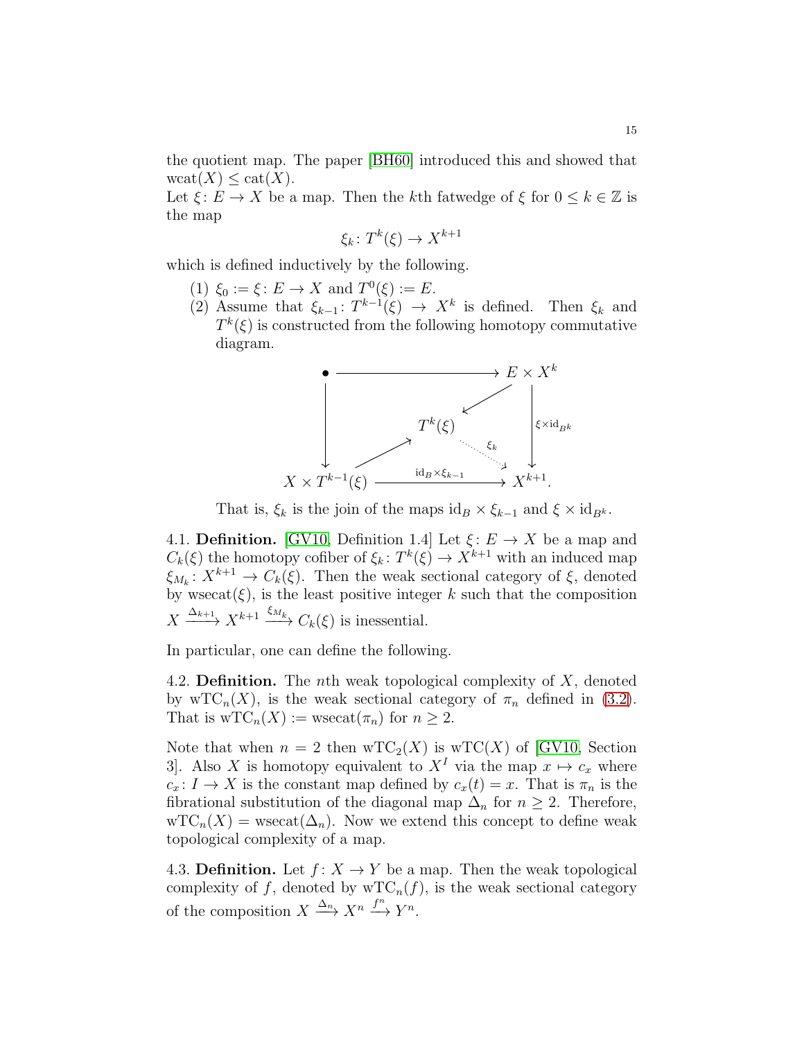the quotient map. The paper [BH60] introduced this and showed that $\mathrm{wcat}(X) \leq \mathrm{cat}(X)$.

Let $\xi\colon E \to X$ be a map. Then the $k$th fatwedge of $\xi$ for $0 \leq k \in \mathbb{Z}$ is the map

$$\xi_k\colon T^k(\xi) \to X^{k+1}$$

which is defined inductively by the following.

1. $\xi_0 := \xi\colon E \to X$ and $T^0(\xi) := E$.
2. Assume that $\xi_{k-1}\colon T^{k-1}(\xi) \to X^k$ is defined. Then $\xi_k$ and $T^k(\xi)$ is constructed from the following homotopy commutative diagram.

$$\begin{array}{ccccc}
\bullet & \longrightarrow & & & E \times X^k \\
\downarrow & & \swarrow & & \downarrow \scriptstyle{\xi \times \mathrm{id}_{B^k}} \\
& & T^k(\xi) & & \\
& \nearrow & & \overset{\xi_k}{\searrow} & \\
X \times T^{k-1}(\xi) & & \xrightarrow{\mathrm{id}_B \times \xi_{k-1}} & & X^{k+1}.
\end{array}$$

That is, $\xi_k$ is the join of the maps $\mathrm{id}_B \times \xi_{k-1}$ and $\xi \times \mathrm{id}_{B^k}$.

4.1. **Definition.** [GV10, Definition 1.4] Let $\xi\colon E \to X$ be a map and $C_k(\xi)$ the homotopy cofiber of $\xi_k\colon T^k(\xi) \to X^{k+1}$ with an induced map $\xi_{M_k}\colon X^{k+1} \to C_k(\xi)$. Then the weak sectional category of $\xi$, denoted by $\mathrm{wsecat}(\xi)$, is the least positive integer $k$ such that the composition $X \xrightarrow{\Delta_{k+1}} X^{k+1} \xrightarrow{\xi_{M_k}} C_k(\xi)$ is inessential.

In particular, one can define the following.

4.2. **Definition.** The $n$th weak topological complexity of $X$, denoted by $\mathrm{wTC}_n(X)$, is the weak sectional category of $\pi_n$ defined in (3.2). That is $\mathrm{wTC}_n(X) := \mathrm{wsecat}(\pi_n)$ for $n \geq 2$.

Note that when $n = 2$ then $\mathrm{wTC}_2(X)$ is $\mathrm{wTC}(X)$ of [GV10, Section 3]. Also $X$ is homotopy equivalent to $X^I$ via the map $x \mapsto c_x$ where $c_x\colon I \to X$ is the constant map defined by $c_x(t) = x$. That is $\pi_n$ is the fibrational substitution of the diagonal map $\Delta_n$ for $n \geq 2$. Therefore, $\mathrm{wTC}_n(X) = \mathrm{wsecat}(\Delta_n)$. Now we extend this concept to define weak topological complexity of a map.

4.3. **Definition.** Let $f\colon X \to Y$ be a map. Then the weak topological complexity of $f$, denoted by $\mathrm{wTC}_n(f)$, is the weak sectional category of the composition $X \xrightarrow{\Delta_n} X^n \xrightarrow{f^n} Y^n$.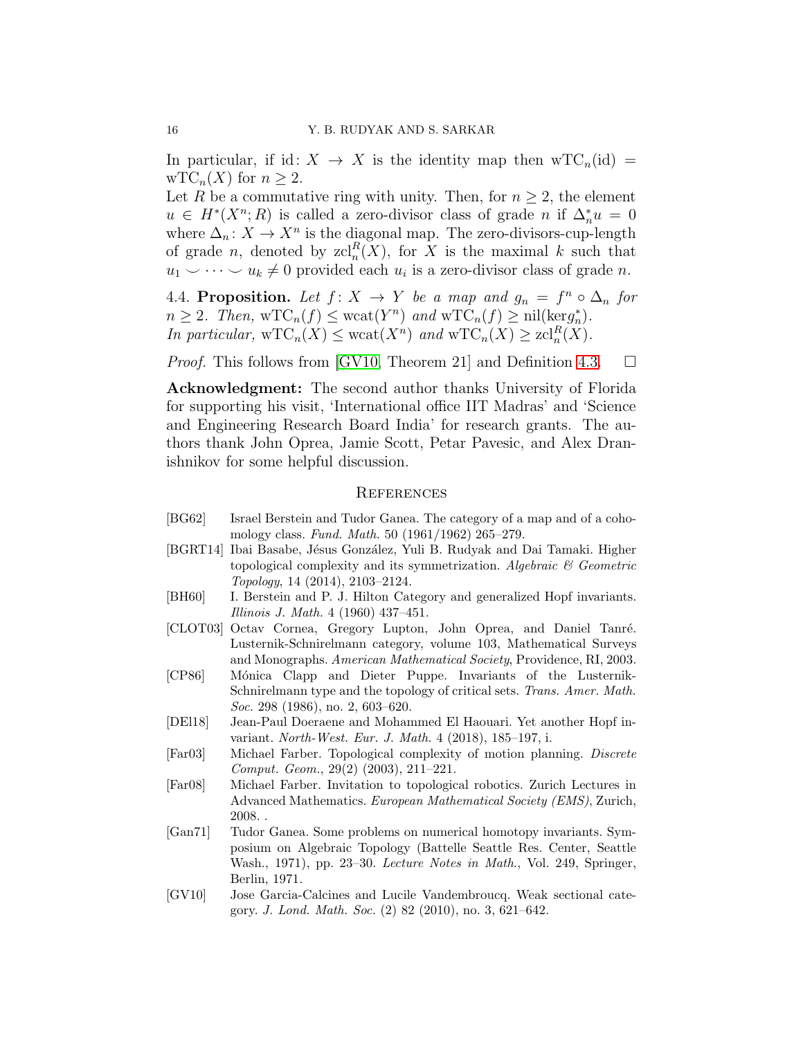In particular, if $\mathrm{id}\colon X \to X$ is the identity map then $\mathrm{wTC}_n(\mathrm{id}) = \mathrm{wTC}_n(X)$ for $n \geq 2$.

Let $R$ be a commutative ring with unity. Then, for $n \geq 2$, the element $u \in H^*(X^n; R)$ is called a zero-divisor class of grade $n$ if $\Delta_n^* u = 0$ where $\Delta_n\colon X \to X^n$ is the diagonal map. The zero-divisors-cup-length of grade $n$, denoted by $\mathrm{zcl}_n^R(X)$, for $X$ is the maximal $k$ such that $u_1 \smile \cdots \smile u_k \neq 0$ provided each $u_i$ is a zero-divisor class of grade $n$.

4.4. **Proposition.** *Let $f\colon X \to Y$ be a map and $g_n = f^n \circ \Delta_n$ for $n \geq 2$. Then, $\mathrm{wTC}_n(f) \leq \mathrm{wcat}(Y^n)$ and $\mathrm{wTC}_n(f) \geq \mathrm{nil}(\mathrm{ker} g_n^*)$.*
*In particular, $\mathrm{wTC}_n(X) \leq \mathrm{wcat}(X^n)$ and $\mathrm{wTC}_n(X) \geq \mathrm{zcl}_n^R(X)$.*

*Proof.* This follows from [GV10, Theorem 21] and Definition 4.3. □

**Acknowledgment:** The second author thanks University of Florida for supporting his visit, 'International office IIT Madras' and 'Science and Engineering Research Board India' for research grants. The authors thank John Oprea, Jamie Scott, Petar Pavesic, and Alex Dranishnikov for some helpful discussion.

## References

- [BG62] Israel Berstein and Tudor Ganea. The category of a map and of a cohomology class. *Fund. Math.* 50 (1961/1962) 265–279.
- [BGRT14] Ibai Basabe, Jésus González, Yuli B. Rudyak and Dai Tamaki. Higher topological complexity and its symmetrization. *Algebraic & Geometric Topology*, 14 (2014), 2103–2124.
- [BH60] I. Berstein and P. J. Hilton Category and generalized Hopf invariants. *Illinois J. Math.* 4 (1960) 437–451.
- [CLOT03] Octav Cornea, Gregory Lupton, John Oprea, and Daniel Tanré. Lusternik-Schnirelmann category, volume 103, Mathematical Surveys and Monographs. *American Mathematical Society*, Providence, RI, 2003.
- [CP86] Mónica Clapp and Dieter Puppe. Invariants of the Lusternik-Schnirelmann type and the topology of critical sets. *Trans. Amer. Math. Soc.* 298 (1986), no. 2, 603–620.
- [DEl18] Jean-Paul Doeraene and Mohammed El Haouari. Yet another Hopf invariant. *North-West. Eur. J. Math.* 4 (2018), 185–197, i.
- [Far03] Michael Farber. Topological complexity of motion planning. *Discrete Comput. Geom.*, 29(2) (2003), 211–221.
- [Far08] Michael Farber. Invitation to topological robotics. Zurich Lectures in Advanced Mathematics. *European Mathematical Society (EMS)*, Zurich, 2008. .
- [Gan71] Tudor Ganea. Some problems on numerical homotopy invariants. Symposium on Algebraic Topology (Battelle Seattle Res. Center, Seattle Wash., 1971), pp. 23–30. *Lecture Notes in Math.*, Vol. 249, Springer, Berlin, 1971.
- [GV10] Jose Garcia-Calcines and Lucile Vandembroucq. Weak sectional category. *J. Lond. Math. Soc.* (2) 82 (2010), no. 3, 621–642.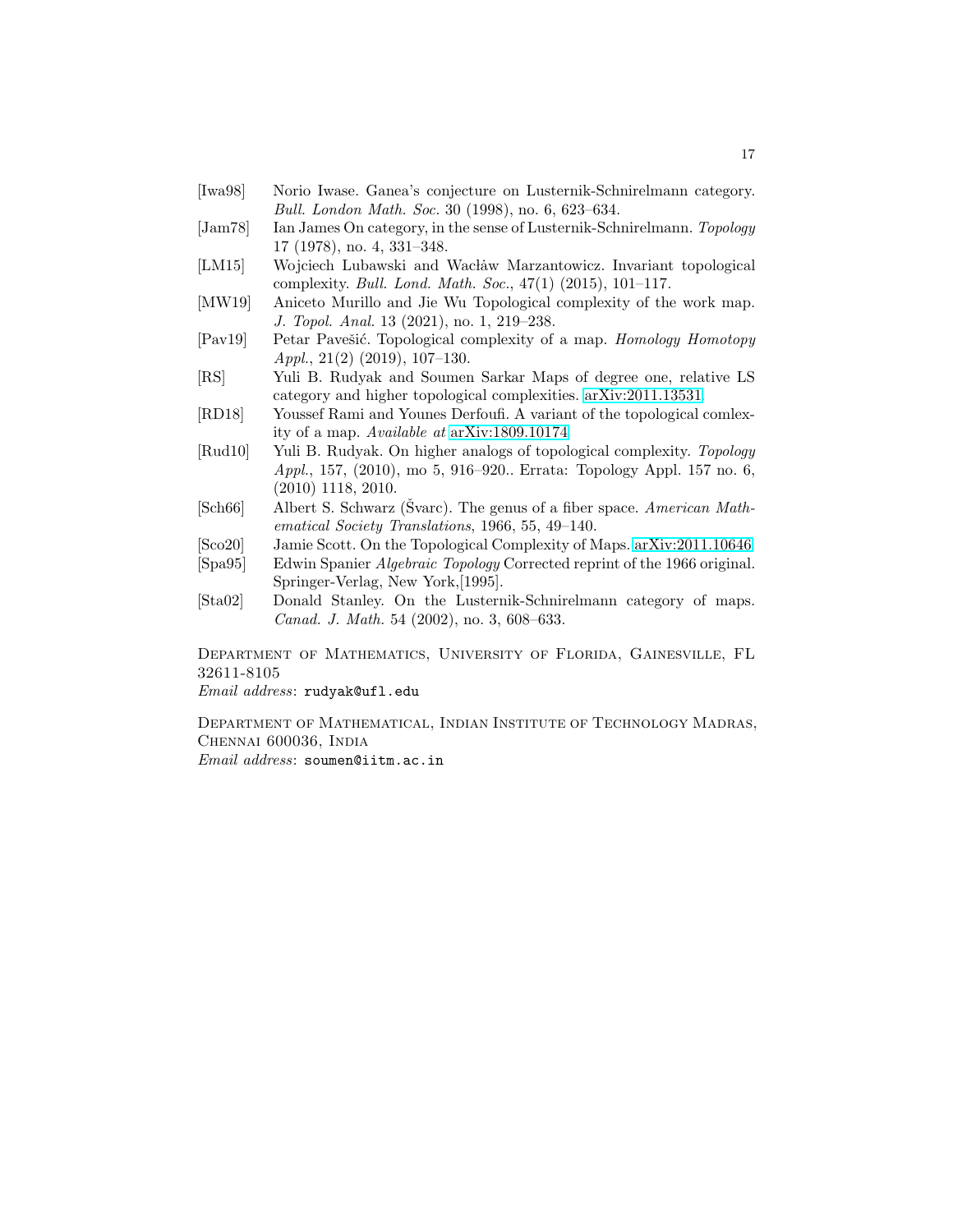[Iwa98] Norio Iwase. Ganea's conjecture on Lusternik-Schnirelmann category. *Bull. London Math. Soc.* 30 (1998), no. 6, 623–634.

[Jam78] Ian James On category, in the sense of Lusternik-Schnirelmann. *Topology* 17 (1978), no. 4, 331–348.

[LM15] Wojciech Lubawski and Wacłåw Marzantowicz. Invariant topological complexity. *Bull. Lond. Math. Soc.*, 47(1) (2015), 101–117.

[MW19] Aniceto Murillo and Jie Wu Topological complexity of the work map. *J. Topol. Anal.* 13 (2021), no. 1, 219–238.

[Pav19] Petar Pavešić. Topological complexity of a map. *Homology Homotopy Appl.*, 21(2) (2019), 107–130.

[RS] Yuli B. Rudyak and Soumen Sarkar Maps of degree one, relative LS category and higher topological complexities. arXiv:2011.13531.

[RD18] Youssef Rami and Younes Derfoufi. A variant of the topological comlexity of a map. *Available at* arXiv:1809.10174

[Rud10] Yuli B. Rudyak. On higher analogs of topological complexity. *Topology Appl.*, 157, (2010), mo 5, 916–920.. Errata: Topology Appl. 157 no. 6, (2010) 1118, 2010.

[Sch66] Albert S. Schwarz (Švarc). The genus of a fiber space. *American Mathematical Society Translations*, 1966, 55, 49–140.

[Sco20] Jamie Scott. On the Topological Complexity of Maps. arXiv:2011.10646

[Spa95] Edwin Spanier *Algebraic Topology* Corrected reprint of the 1966 original. Springer-Verlag, New York,[1995].

[Sta02] Donald Stanley. On the Lusternik-Schnirelmann category of maps. *Canad. J. Math.* 54 (2002), no. 3, 608–633.

Department of Mathematics, University of Florida, Gainesville, FL 32611-8105
*Email address*: rudyak@ufl.edu

Department of Mathematical, Indian Institute of Technology Madras, Chennai 600036, India
*Email address*: soumen@iitm.ac.in